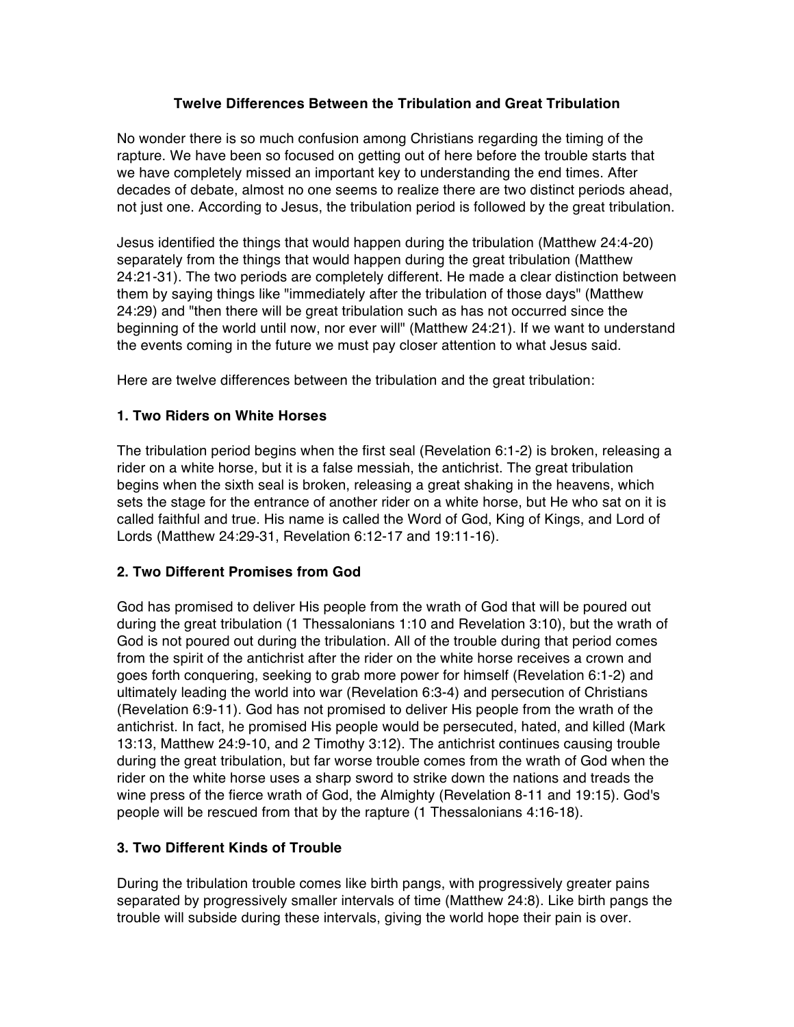# Twelve Differences Between the Tribulation and Great Tribulation

No wonder there is so much confusion among Christians regarding the timing of the rapture. We have been so focused on getting out of here before the trouble starts that we have completely missed an important key to understanding the end times. After decades of debate, almost no one seems to realize there are two distinct periods ahead, not just one. According to Jesus, the tribulation period is followed by the great tribulation.

Jesus identified the things that would happen during the tribulation (Matthew 24:4-20) separately from the things that would happen during the great tribulation (Matthew 24:21-31). The two periods are completely different. He made a clear distinction between them by saying things like "immediately after the tribulation of those days" (Matthew 24:29) and "then there will be great tribulation such as has not occurred since the beginning of the world until now, nor ever will" (Matthew 24:21). If we want to understand the events coming in the future we must pay closer attention to what Jesus said.

Here are twelve differences between the tribulation and the great tribulation:

## 1. Two Riders on White Horses

The tribulation period begins when the first seal (Revelation 6:1-2) is broken, releasing a rider on a white horse, but it is a false messiah, the antichrist. The great tribulation begins when the sixth seal is broken, releasing a great shaking in the heavens, which sets the stage for the entrance of another rider on a white horse, but He who sat on it is called faithful and true. His name is called the Word of God, King of Kings, and Lord of Lords (Matthew 24:29-31, Revelation 6:12-17 and 19:11-16).

## 2. Two Different Promises from God

God has promised to deliver His people from the wrath of God that will be poured out during the great tribulation (1 Thessalonians 1:10 and Revelation 3:10), but the wrath of God is not poured out during the tribulation. All of the trouble during that period comes from the spirit of the antichrist after the rider on the white horse receives a crown and goes forth conquering, seeking to grab more power for himself (Revelation 6:1-2) and ultimately leading the world into war (Revelation 6:3-4) and persecution of Christians (Revelation 6:9-11). God has not promised to deliver His people from the wrath of the antichrist. In fact, he promised His people would be persecuted, hated, and killed (Mark 13:13, Matthew 24:9-10, and 2 Timothy 3:12). The antichrist continues causing trouble during the great tribulation, but far worse trouble comes from the wrath of God when the rider on the white horse uses a sharp sword to strike down the nations and treads the wine press of the fierce wrath of God, the Almighty (Revelation 8-11 and 19:15). God's people will be rescued from that by the rapture (1 Thessalonians 4:16-18).

## 3. Two Different Kinds of Trouble

During the tribulation trouble comes like birth pangs, with progressively greater pains separated by progressively smaller intervals of time (Matthew 24:8). Like birth pangs the trouble will subside during these intervals, giving the world hope their pain is over.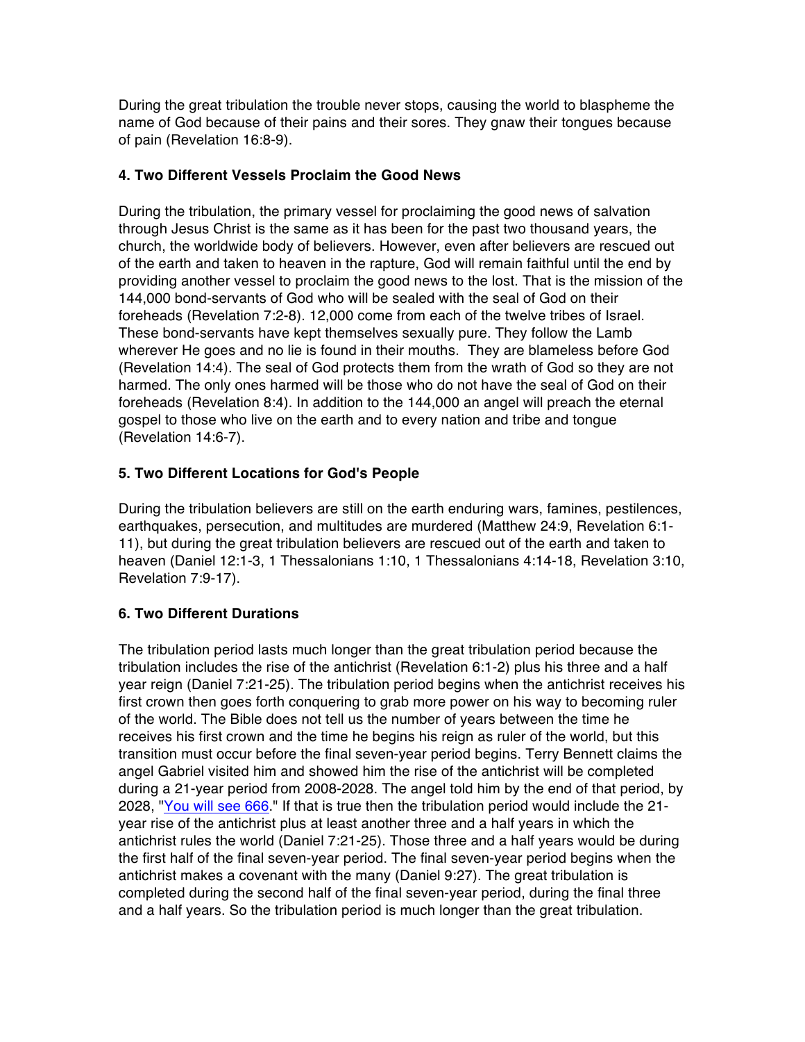During the great tribulation the trouble never stops, causing the world to blaspheme the name of God because of their pains and their sores. They gnaw their tongues because of pain (Revelation 16:8-9).

**4. Two Different Vessels Proclaim the Good News**

During the tribulation, the primary vessel for proclaiming the good news of salvation through Jesus Christ is the same as it has been for the past two thousand years, the church, the worldwide body of believers. However, even after believers are rescued out of the earth and taken to heaven in the rapture, God will remain faithful until the end by providing another vessel to proclaim the good news to the lost. That is the mission of the 144,000 bond-servants of God who will be sealed with the seal of God on their foreheads (Revelation 7:2-8). 12,000 come from each of the twelve tribes of Israel. These bond-servants have kept themselves sexually pure. They follow the Lamb wherever He goes and no lie is found in their mouths. They are blameless before God (Revelation 14:4). The seal of God protects them from the wrath of God so they are not harmed. The only ones harmed will be those who do not have the seal of God on their foreheads (Revelation 8:4). In addition to the 144,000 an angel will preach the eternal gospel to those who live on the earth and to every nation and tribe and tongue (Revelation 14:6-7).

**5. Two Different Locations for God's People**

During the tribulation believers are still on the earth enduring wars, famines, pestilences, earthquakes, persecution, and multitudes are murdered (Matthew 24:9, Revelation 6:1-11), but during the great tribulation believers are rescued out of the earth and taken to heaven (Daniel 12:1-3, 1 Thessalonians 1:10, 1 Thessalonians 4:14-18, Revelation 3:10, Revelation 7:9-17).

**6. Two Different Durations**

The tribulation period lasts much longer than the great tribulation period because the tribulation includes the rise of the antichrist (Revelation 6:1-2) plus his three and a half year reign (Daniel 7:21-25). The tribulation period begins when the antichrist receives his first crown then goes forth conquering to grab more power on his way to becoming ruler of the world. The Bible does not tell us the number of years between the time he receives his first crown and the time he begins his reign as ruler of the world, but this transition must occur before the final seven-year period begins. Terry Bennett claims the angel Gabriel visited him and showed him the rise of the antichrist will be completed during a 21-year period from 2008-2028. The angel told him by the end of that period, by 2028, "You will see 666." If that is true then the tribulation period would include the 21-year rise of the antichrist plus at least another three and a half years in which the antichrist rules the world (Daniel 7:21-25). Those three and a half years would be during the first half of the final seven-year period. The final seven-year period begins when the antichrist makes a covenant with the many (Daniel 9:27). The great tribulation is completed during the second half of the final seven-year period, during the final three and a half years. So the tribulation period is much longer than the great tribulation.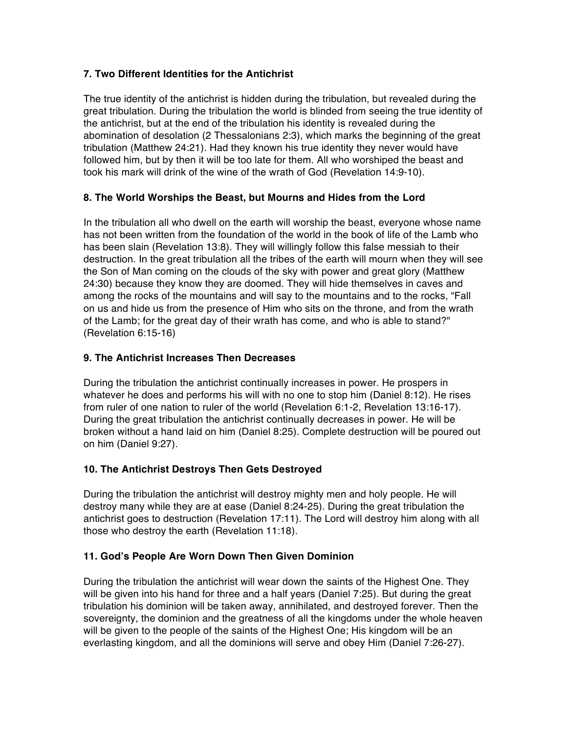### 7. Two Different Identities for the Antichrist

The true identity of the antichrist is hidden during the tribulation, but revealed during the great tribulation. During the tribulation the world is blinded from seeing the true identity of the antichrist, but at the end of the tribulation his identity is revealed during the abomination of desolation (2 Thessalonians 2:3), which marks the beginning of the great tribulation (Matthew 24:21). Had they known his true identity they never would have followed him, but by then it will be too late for them. All who worshiped the beast and took his mark will drink of the wine of the wrath of God (Revelation 14:9-10).

### 8. The World Worships the Beast, but Mourns and Hides from the Lord

In the tribulation all who dwell on the earth will worship the beast, everyone whose name has not been written from the foundation of the world in the book of life of the Lamb who has been slain (Revelation 13:8). They will willingly follow this false messiah to their destruction. In the great tribulation all the tribes of the earth will mourn when they will see the Son of Man coming on the clouds of the sky with power and great glory (Matthew 24:30) because they know they are doomed. They will hide themselves in caves and among the rocks of the mountains and will say to the mountains and to the rocks, “Fall on us and hide us from the presence of Him who sits on the throne, and from the wrath of the Lamb; for the great day of their wrath has come, and who is able to stand?" (Revelation 6:15-16)

### 9. The Antichrist Increases Then Decreases

During the tribulation the antichrist continually increases in power. He prospers in whatever he does and performs his will with no one to stop him (Daniel 8:12). He rises from ruler of one nation to ruler of the world (Revelation 6:1-2, Revelation 13:16-17). During the great tribulation the antichrist continually decreases in power. He will be broken without a hand laid on him (Daniel 8:25). Complete destruction will be poured out on him (Daniel 9:27).

### 10. The Antichrist Destroys Then Gets Destroyed

During the tribulation the antichrist will destroy mighty men and holy people. He will destroy many while they are at ease (Daniel 8:24-25). During the great tribulation the antichrist goes to destruction (Revelation 17:11). The Lord will destroy him along with all those who destroy the earth (Revelation 11:18).

### 11. God’s People Are Worn Down Then Given Dominion

During the tribulation the antichrist will wear down the saints of the Highest One. They will be given into his hand for three and a half years (Daniel 7:25). But during the great tribulation his dominion will be taken away, annihilated, and destroyed forever. Then the sovereignty, the dominion and the greatness of all the kingdoms under the whole heaven will be given to the people of the saints of the Highest One; His kingdom will be an everlasting kingdom, and all the dominions will serve and obey Him (Daniel 7:26-27).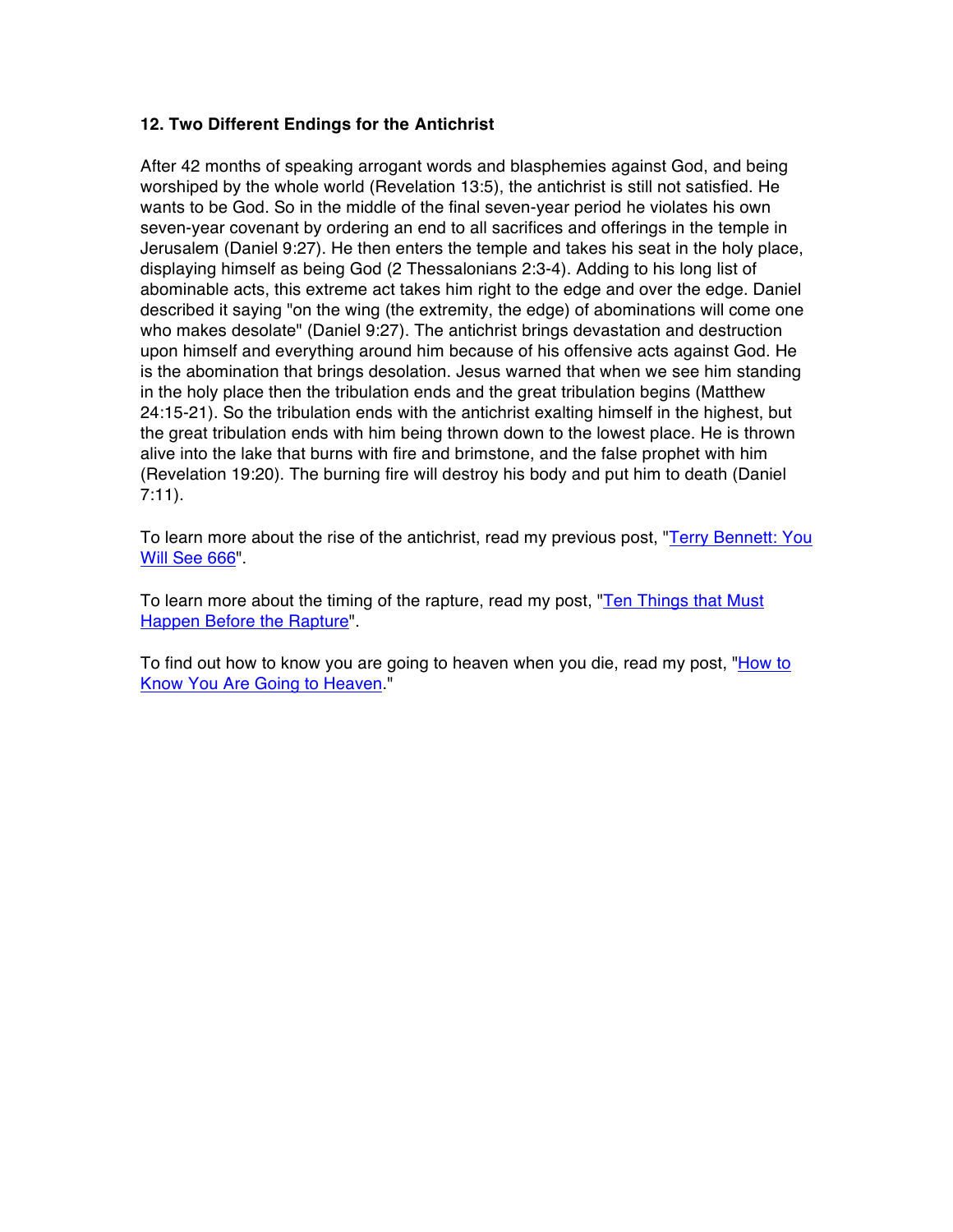**12. Two Different Endings for the Antichrist**

After 42 months of speaking arrogant words and blasphemies against God, and being worshiped by the whole world (Revelation 13:5), the antichrist is still not satisfied. He wants to be God. So in the middle of the final seven-year period he violates his own seven-year covenant by ordering an end to all sacrifices and offerings in the temple in Jerusalem (Daniel 9:27). He then enters the temple and takes his seat in the holy place, displaying himself as being God (2 Thessalonians 2:3-4). Adding to his long list of abominable acts, this extreme act takes him right to the edge and over the edge. Daniel described it saying "on the wing (the extremity, the edge) of abominations will come one who makes desolate" (Daniel 9:27). The antichrist brings devastation and destruction upon himself and everything around him because of his offensive acts against God. He is the abomination that brings desolation. Jesus warned that when we see him standing in the holy place then the tribulation ends and the great tribulation begins (Matthew 24:15-21). So the tribulation ends with the antichrist exalting himself in the highest, but the great tribulation ends with him being thrown down to the lowest place. He is thrown alive into the lake that burns with fire and brimstone, and the false prophet with him (Revelation 19:20). The burning fire will destroy his body and put him to death (Daniel 7:11).

To learn more about the rise of the antichrist, read my previous post, "Terry Bennett: You Will See 666".

To learn more about the timing of the rapture, read my post, "Ten Things that Must Happen Before the Rapture".

To find out how to know you are going to heaven when you die, read my post, "How to Know You Are Going to Heaven."